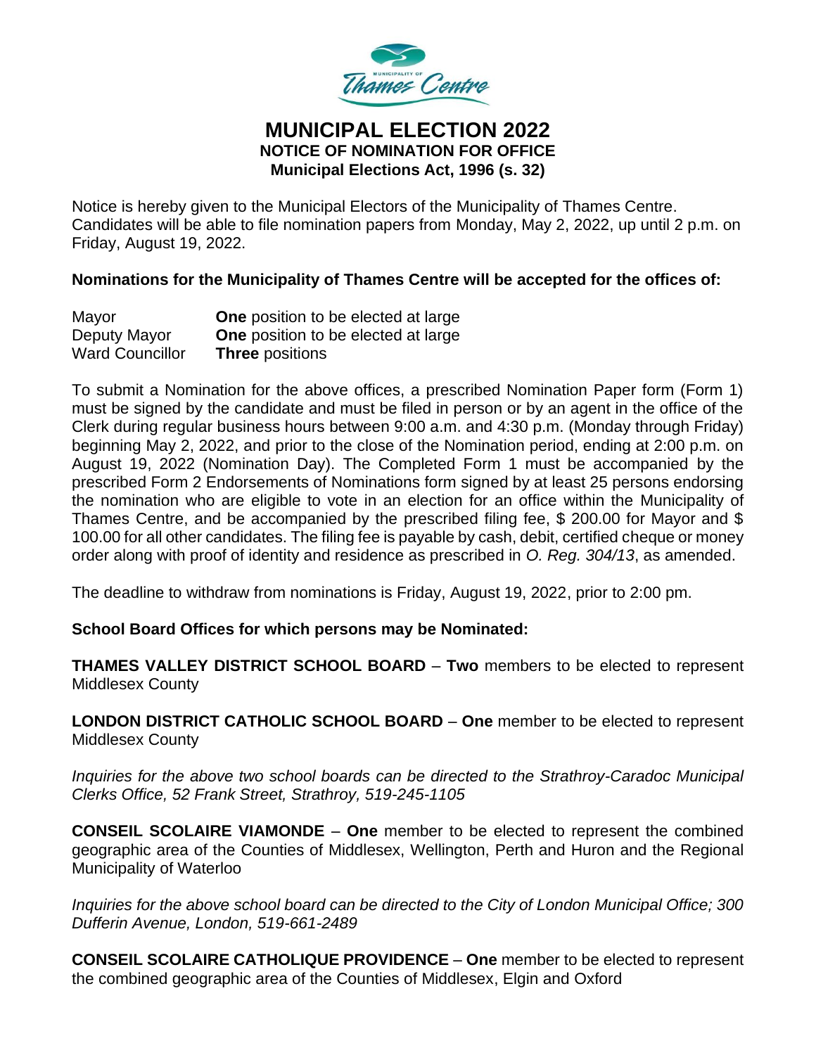# MUNICIPAL ELECTION 2022

## NOTICE OF NOMINATION FOR OFFICE

### Municipal Elections Act, 1996 (s. 32)

Notice is hereby given to the Municipal Electors of the Municipality of Thames Centre. Candidates will be able to file nomination papers from Monday, May 2, 2022, up until 2 p.m. on Friday, August 19, 2022.

**Nominations for the Municipality of Thames Centre will be accepted for the offices of:**

| | |
|---|---|
| Mayor | **One** position to be elected at large |
| Deputy Mayor | **One** position to be elected at large |
| Ward Councillor | **Three** positions |

To submit a Nomination for the above offices, a prescribed Nomination Paper form (Form 1) must be signed by the candidate and must be filed in person or by an agent in the office of the Clerk during regular business hours between 9:00 a.m. and 4:30 p.m. (Monday through Friday) beginning May 2, 2022, and prior to the close of the Nomination period, ending at 2:00 p.m. on August 19, 2022 (Nomination Day). The Completed Form 1 must be accompanied by the prescribed Form 2 Endorsements of Nominations form signed by at least 25 persons endorsing the nomination who are eligible to vote in an election for an office within the Municipality of Thames Centre, and be accompanied by the prescribed filing fee, $ 200.00 for Mayor and $ 100.00 for all other candidates. The filing fee is payable by cash, debit, certified cheque or money order along with proof of identity and residence as prescribed in *O. Reg. 304/13*, as amended.

The deadline to withdraw from nominations is Friday, August 19, 2022, prior to 2:00 pm.

**School Board Offices for which persons may be Nominated:**

**THAMES VALLEY DISTRICT SCHOOL BOARD** – **Two** members to be elected to represent Middlesex County

**LONDON DISTRICT CATHOLIC SCHOOL BOARD** – **One** member to be elected to represent Middlesex County

*Inquiries for the above two school boards can be directed to the Strathroy-Caradoc Municipal Clerks Office, 52 Frank Street, Strathroy, 519-245-1105*

**CONSEIL SCOLAIRE VIAMONDE** – **One** member to be elected to represent the combined geographic area of the Counties of Middlesex, Wellington, Perth and Huron and the Regional Municipality of Waterloo

*Inquiries for the above school board can be directed to the City of London Municipal Office; 300 Dufferin Avenue, London, 519-661-2489*

**CONSEIL SCOLAIRE CATHOLIQUE PROVIDENCE** – **One** member to be elected to represent the combined geographic area of the Counties of Middlesex, Elgin and Oxford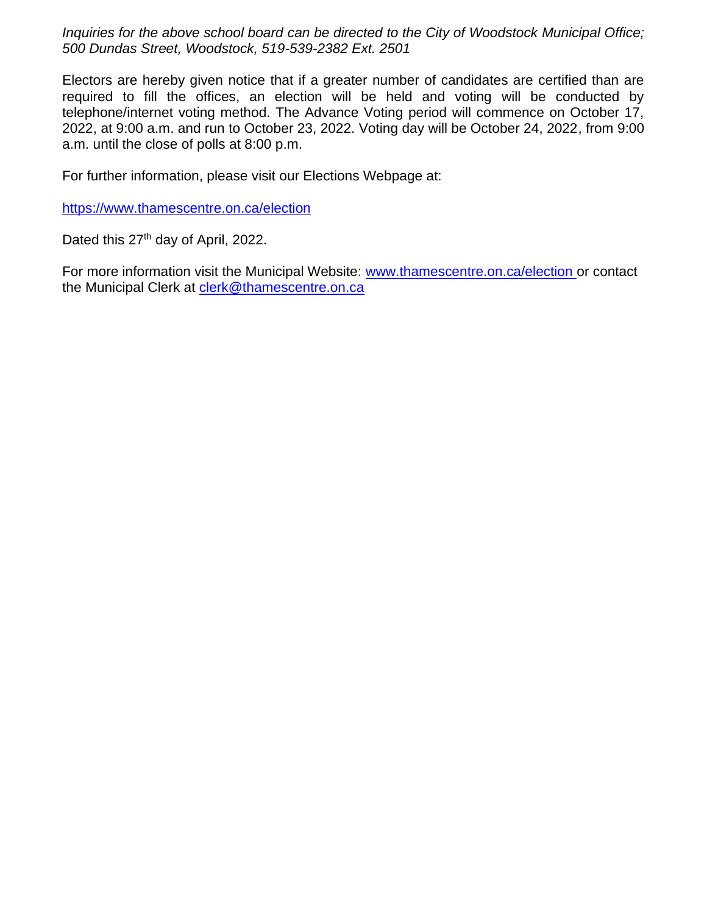*Inquiries for the above school board can be directed to the City of Woodstock Municipal Office; 500 Dundas Street, Woodstock, 519-539-2382 Ext. 2501*

Electors are hereby given notice that if a greater number of candidates are certified than are required to fill the offices, an election will be held and voting will be conducted by telephone/internet voting method. The Advance Voting period will commence on October 17, 2022, at 9:00 a.m. and run to October 23, 2022. Voting day will be October 24, 2022, from 9:00 a.m. until the close of polls at 8:00 p.m.

For further information, please visit our Elections Webpage at:

https://www.thamescentre.on.ca/election

Dated this 27th day of April, 2022.

For more information visit the Municipal Website: www.thamescentre.on.ca/election or contact the Municipal Clerk at clerk@thamescentre.on.ca